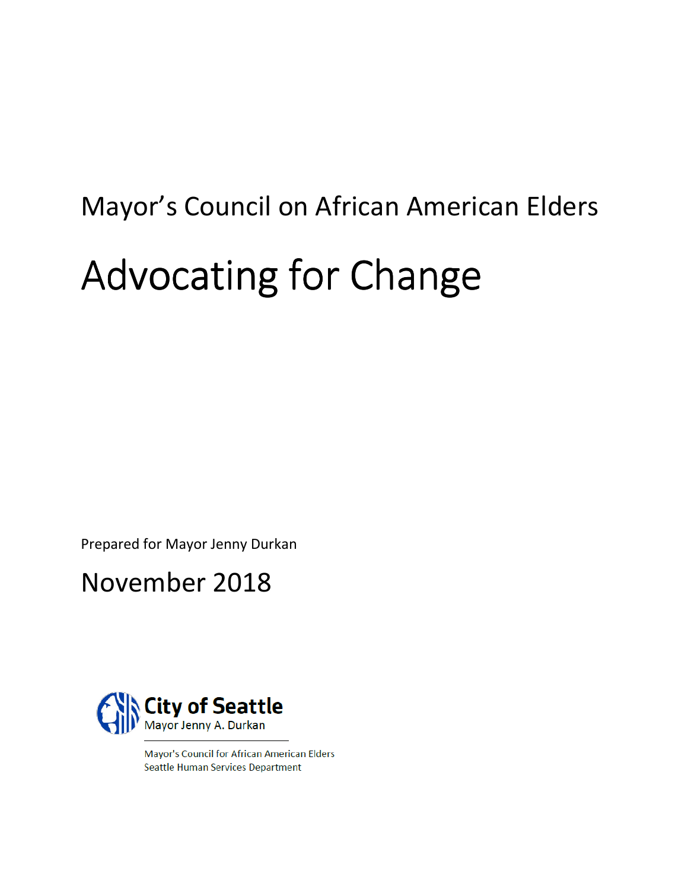Mayor's Council on African American Elders

# Advocating for Change

Prepared for Mayor Jenny Durkan

November 2018

City of Seattle
Mayor Jenny A. Durkan

Mayor's Council for African American Elders
Seattle Human Services Department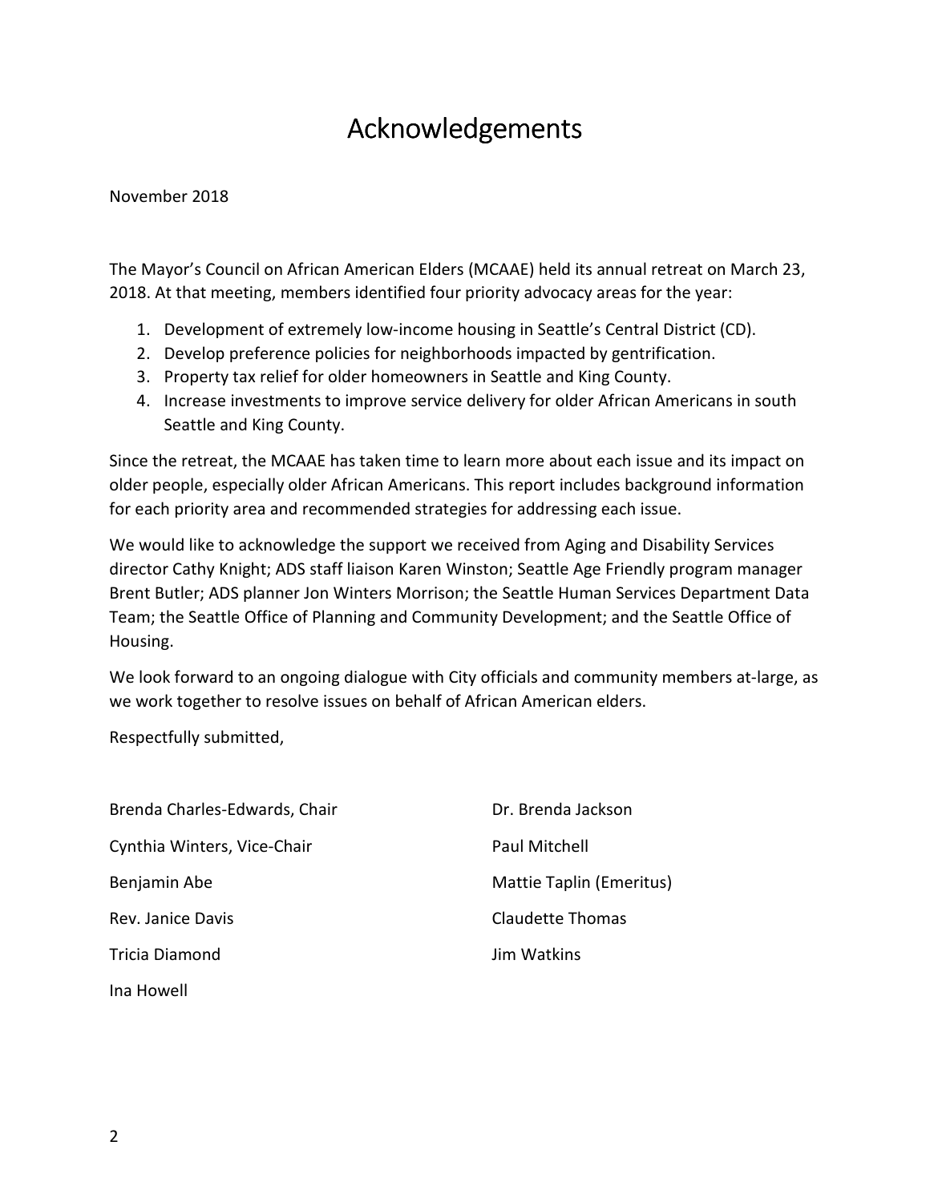# Acknowledgements

November 2018

The Mayor's Council on African American Elders (MCAAE) held its annual retreat on March 23, 2018. At that meeting, members identified four priority advocacy areas for the year:

1. Development of extremely low-income housing in Seattle's Central District (CD).
2. Develop preference policies for neighborhoods impacted by gentrification.
3. Property tax relief for older homeowners in Seattle and King County.
4. Increase investments to improve service delivery for older African Americans in south Seattle and King County.

Since the retreat, the MCAAE has taken time to learn more about each issue and its impact on older people, especially older African Americans. This report includes background information for each priority area and recommended strategies for addressing each issue.

We would like to acknowledge the support we received from Aging and Disability Services director Cathy Knight; ADS staff liaison Karen Winston; Seattle Age Friendly program manager Brent Butler; ADS planner Jon Winters Morrison; the Seattle Human Services Department Data Team; the Seattle Office of Planning and Community Development; and the Seattle Office of Housing.

We look forward to an ongoing dialogue with City officials and community members at-large, as we work together to resolve issues on behalf of African American elders.

Respectfully submitted,

Brenda Charles-Edwards, Chair
Cynthia Winters, Vice-Chair
Benjamin Abe
Rev. Janice Davis
Tricia Diamond
Ina Howell
Dr. Brenda Jackson
Paul Mitchell
Mattie Taplin (Emeritus)
Claudette Thomas
Jim Watkins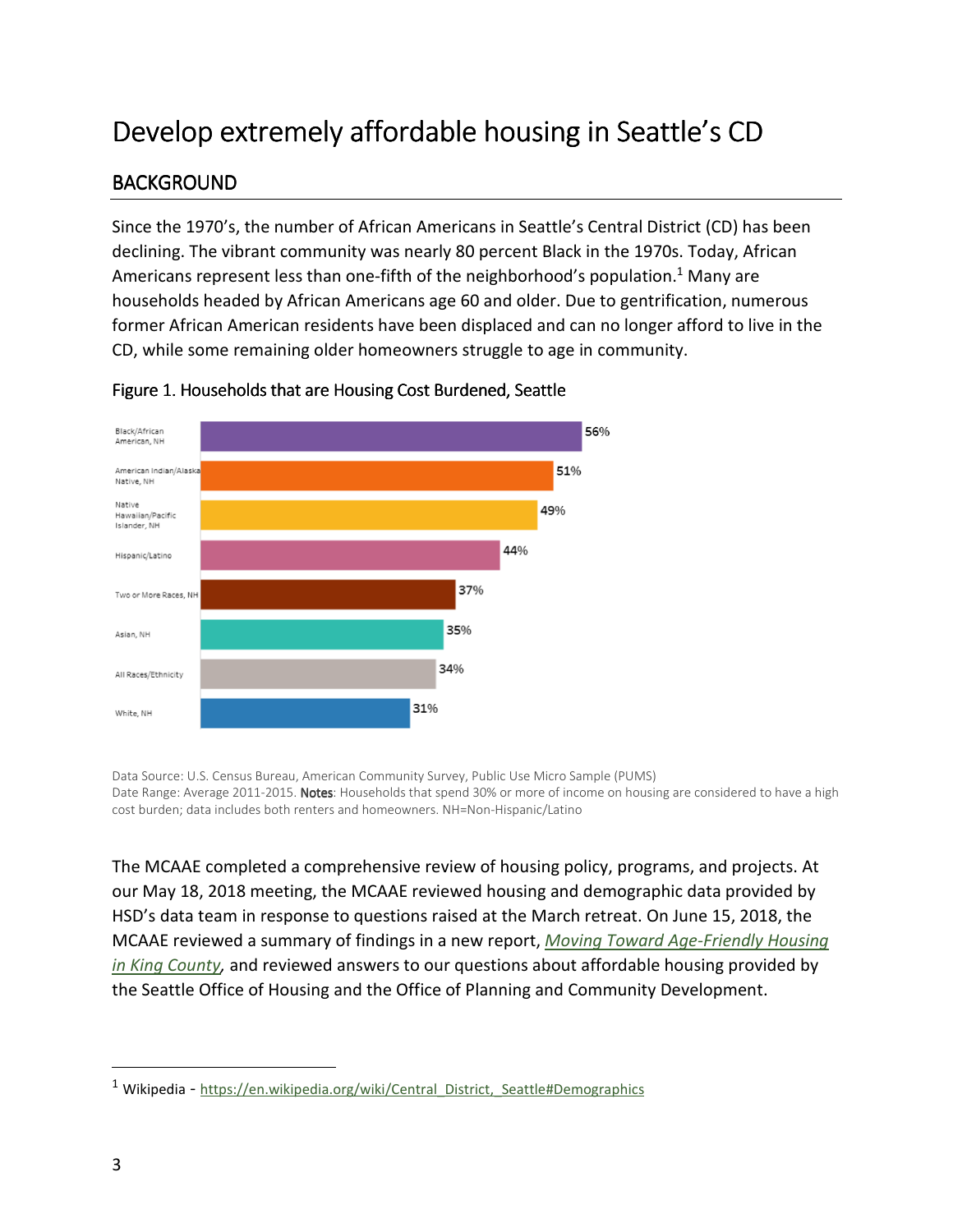# Develop extremely affordable housing in Seattle's CD

## BACKGROUND

Since the 1970's, the number of African Americans in Seattle's Central District (CD) has been declining. The vibrant community was nearly 80 percent Black in the 1970s. Today, African Americans represent less than one-fifth of the neighborhood's population.[1] Many are households headed by African Americans age 60 and older. Due to gentrification, numerous former African American residents have been displaced and can no longer afford to live in the CD, while some remaining older homeowners struggle to age in community.

Figure 1. Households that are Housing Cost Burdened, Seattle

| Race/Ethnicity | Percent |
|---|---|
| Black/African American, NH | 56% |
| American Indian/Alaska Native, NH | 51% |
| Native Hawaiian/Pacific Islander, NH | 49% |
| Hispanic/Latino | 44% |
| Two or More Races, NH | 37% |
| Asian, NH | 35% |
| All Races/Ethnicity | 34% |
| White, NH | 31% |

Data Source: U.S. Census Bureau, American Community Survey, Public Use Micro Sample (PUMS)
Date Range: Average 2011-2015. **Notes**: Households that spend 30% or more of income on housing are considered to have a high cost burden; data includes both renters and homeowners. NH=Non-Hispanic/Latino

The MCAAE completed a comprehensive review of housing policy, programs, and projects. At our May 18, 2018 meeting, the MCAAE reviewed housing and demographic data provided by HSD's data team in response to questions raised at the March retreat. On June 15, 2018, the MCAAE reviewed a summary of findings in a new report, *Moving Toward Age-Friendly Housing in King County*, and reviewed answers to our questions about affordable housing provided by the Seattle Office of Housing and the Office of Planning and Community Development.

---

[1] Wikipedia - https://en.wikipedia.org/wiki/Central_District,_Seattle#Demographics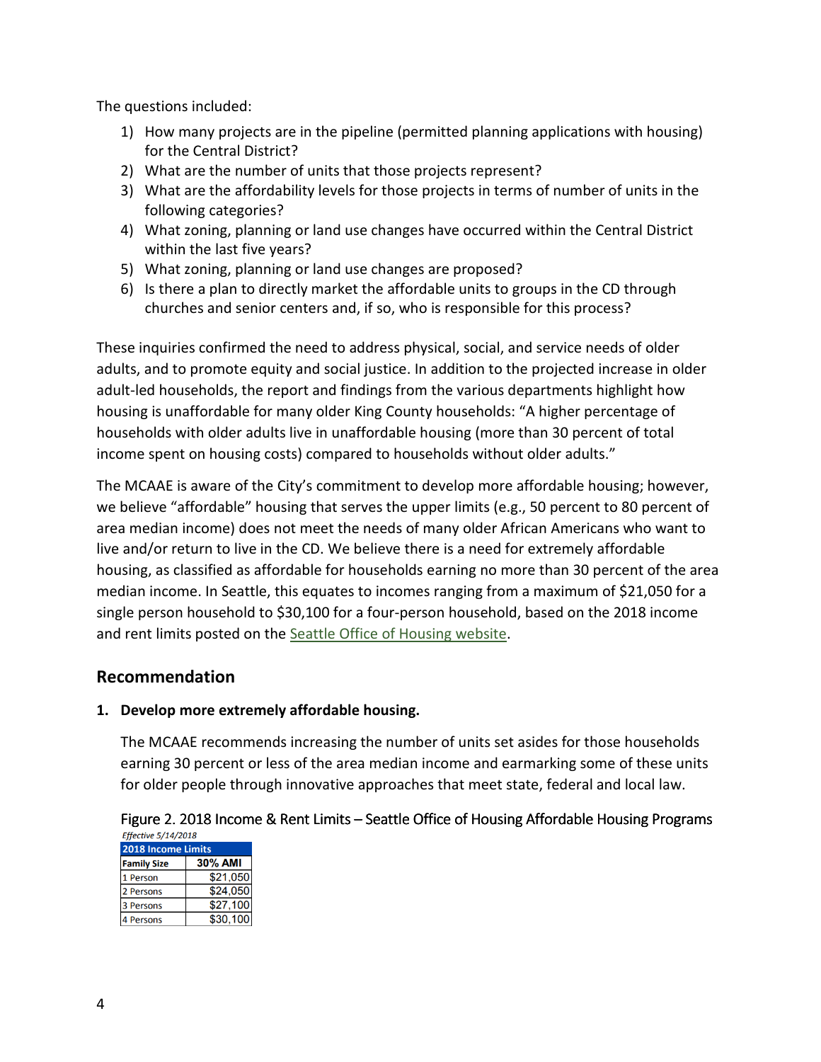The questions included:

1) How many projects are in the pipeline (permitted planning applications with housing) for the Central District?
2) What are the number of units that those projects represent?
3) What are the affordability levels for those projects in terms of number of units in the following categories?
4) What zoning, planning or land use changes have occurred within the Central District within the last five years?
5) What zoning, planning or land use changes are proposed?
6) Is there a plan to directly market the affordable units to groups in the CD through churches and senior centers and, if so, who is responsible for this process?

These inquiries confirmed the need to address physical, social, and service needs of older adults, and to promote equity and social justice. In addition to the projected increase in older adult-led households, the report and findings from the various departments highlight how housing is unaffordable for many older King County households: "A higher percentage of households with older adults live in unaffordable housing (more than 30 percent of total income spent on housing costs) compared to households without older adults."

The MCAAE is aware of the City's commitment to develop more affordable housing; however, we believe "affordable" housing that serves the upper limits (e.g., 50 percent to 80 percent of area median income) does not meet the needs of many older African Americans who want to live and/or return to live in the CD. We believe there is a need for extremely affordable housing, as classified as affordable for households earning no more than 30 percent of the area median income. In Seattle, this equates to incomes ranging from a maximum of $21,050 for a single person household to $30,100 for a four-person household, based on the 2018 income and rent limits posted on the Seattle Office of Housing website.

## Recommendation

**1. Develop more extremely affordable housing.**

The MCAAE recommends increasing the number of units set asides for those households earning 30 percent or less of the area median income and earmarking some of these units for older people through innovative approaches that meet state, federal and local law.

Figure 2. 2018 Income & Rent Limits – Seattle Office of Housing Affordable Housing Programs

*Effective 5/14/2018*

| 2018 Income Limits | |
|---|---|
| **Family Size** | **30% AMI** |
| 1 Person | $21,050 |
| 2 Persons | $24,050 |
| 3 Persons | $27,100 |
| 4 Persons | $30,100 |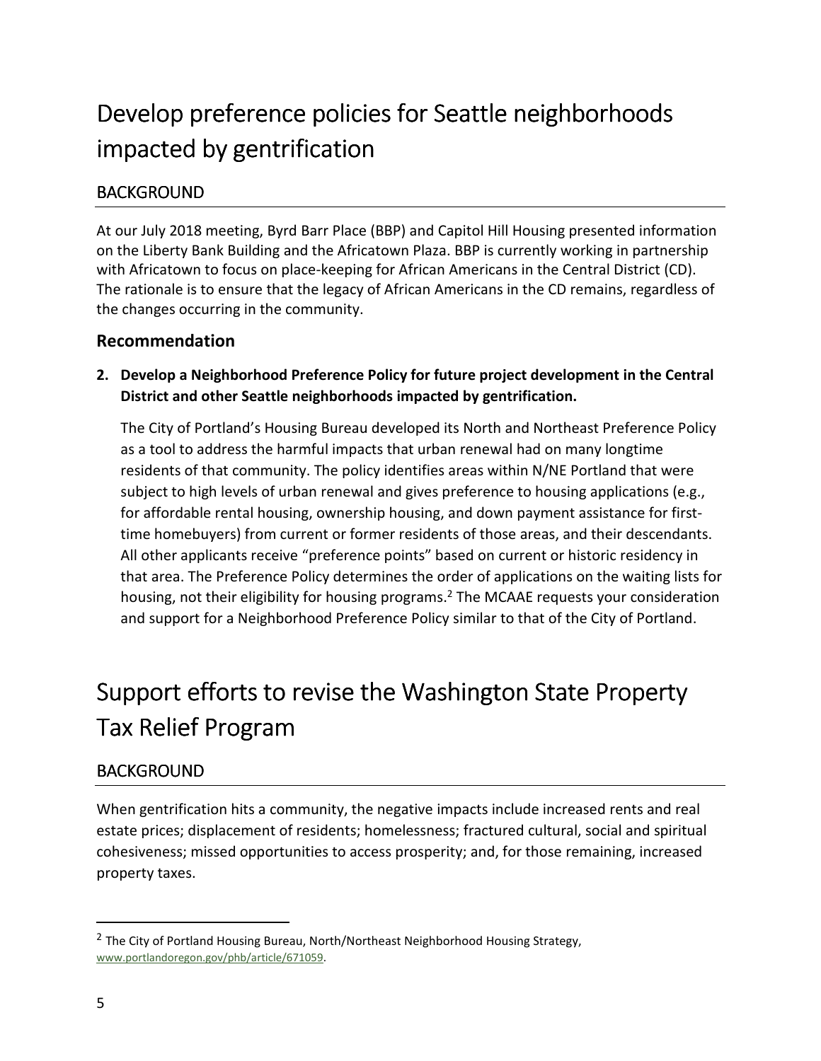# Develop preference policies for Seattle neighborhoods impacted by gentrification

## BACKGROUND

At our July 2018 meeting, Byrd Barr Place (BBP) and Capitol Hill Housing presented information on the Liberty Bank Building and the Africatown Plaza. BBP is currently working in partnership with Africatown to focus on place-keeping for African Americans in the Central District (CD). The rationale is to ensure that the legacy of African Americans in the CD remains, regardless of the changes occurring in the community.

### Recommendation

2. **Develop a Neighborhood Preference Policy for future project development in the Central District and other Seattle neighborhoods impacted by gentrification.**

   The City of Portland's Housing Bureau developed its North and Northeast Preference Policy as a tool to address the harmful impacts that urban renewal had on many longtime residents of that community. The policy identifies areas within N/NE Portland that were subject to high levels of urban renewal and gives preference to housing applications (e.g., for affordable rental housing, ownership housing, and down payment assistance for first-time homebuyers) from current or former residents of those areas, and their descendants. All other applicants receive "preference points" based on current or historic residency in that area. The Preference Policy determines the order of applications on the waiting lists for housing, not their eligibility for housing programs.[2] The MCAAE requests your consideration and support for a Neighborhood Preference Policy similar to that of the City of Portland.

# Support efforts to revise the Washington State Property Tax Relief Program

## BACKGROUND

When gentrification hits a community, the negative impacts include increased rents and real estate prices; displacement of residents; homelessness; fractured cultural, social and spiritual cohesiveness; missed opportunities to access prosperity; and, for those remaining, increased property taxes.

---

[2] The City of Portland Housing Bureau, North/Northeast Neighborhood Housing Strategy, www.portlandoregon.gov/phb/article/671059.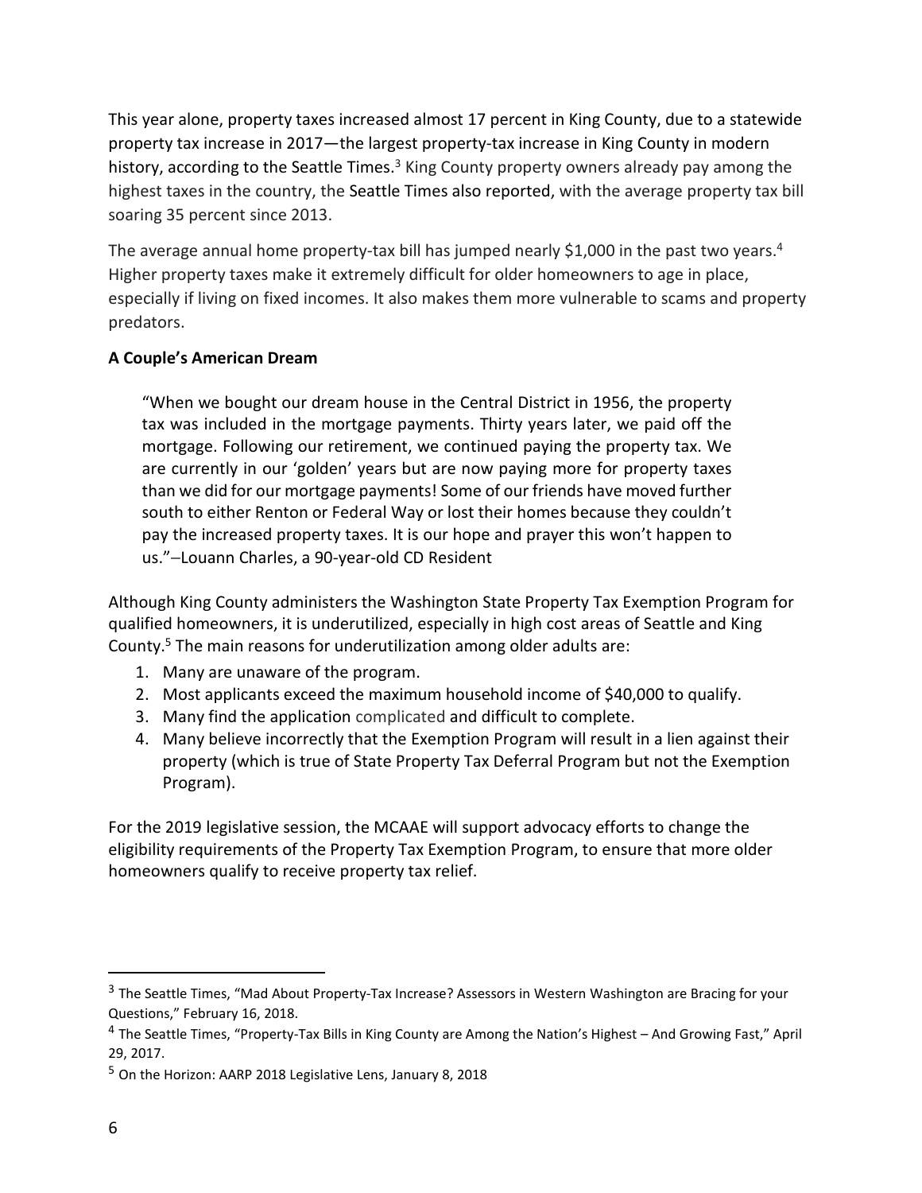This year alone, property taxes increased almost 17 percent in King County, due to a statewide property tax increase in 2017—the largest property-tax increase in King County in modern history, according to the Seattle Times.[3] King County property owners already pay among the highest taxes in the country, the Seattle Times also reported, with the average property tax bill soaring 35 percent since 2013.

The average annual home property-tax bill has jumped nearly $1,000 in the past two years.[4] Higher property taxes make it extremely difficult for older homeowners to age in place, especially if living on fixed incomes. It also makes them more vulnerable to scams and property predators.

**A Couple's American Dream**

> "When we bought our dream house in the Central District in 1956, the property tax was included in the mortgage payments. Thirty years later, we paid off the mortgage. Following our retirement, we continued paying the property tax. We are currently in our 'golden' years but are now paying more for property taxes than we did for our mortgage payments! Some of our friends have moved further south to either Renton or Federal Way or lost their homes because they couldn't pay the increased property taxes. It is our hope and prayer this won't happen to us."–Louann Charles, a 90-year-old CD Resident

Although King County administers the Washington State Property Tax Exemption Program for qualified homeowners, it is underutilized, especially in high cost areas of Seattle and King County.[5] The main reasons for underutilization among older adults are:

1. Many are unaware of the program.
2. Most applicants exceed the maximum household income of $40,000 to qualify.
3. Many find the application complicated and difficult to complete.
4. Many believe incorrectly that the Exemption Program will result in a lien against their property (which is true of State Property Tax Deferral Program but not the Exemption Program).

For the 2019 legislative session, the MCAAE will support advocacy efforts to change the eligibility requirements of the Property Tax Exemption Program, to ensure that more older homeowners qualify to receive property tax relief.

---

[3] The Seattle Times, "Mad About Property-Tax Increase? Assessors in Western Washington are Bracing for your Questions," February 16, 2018.

[4] The Seattle Times, "Property-Tax Bills in King County are Among the Nation's Highest – And Growing Fast," April 29, 2017.

[5] On the Horizon: AARP 2018 Legislative Lens, January 8, 2018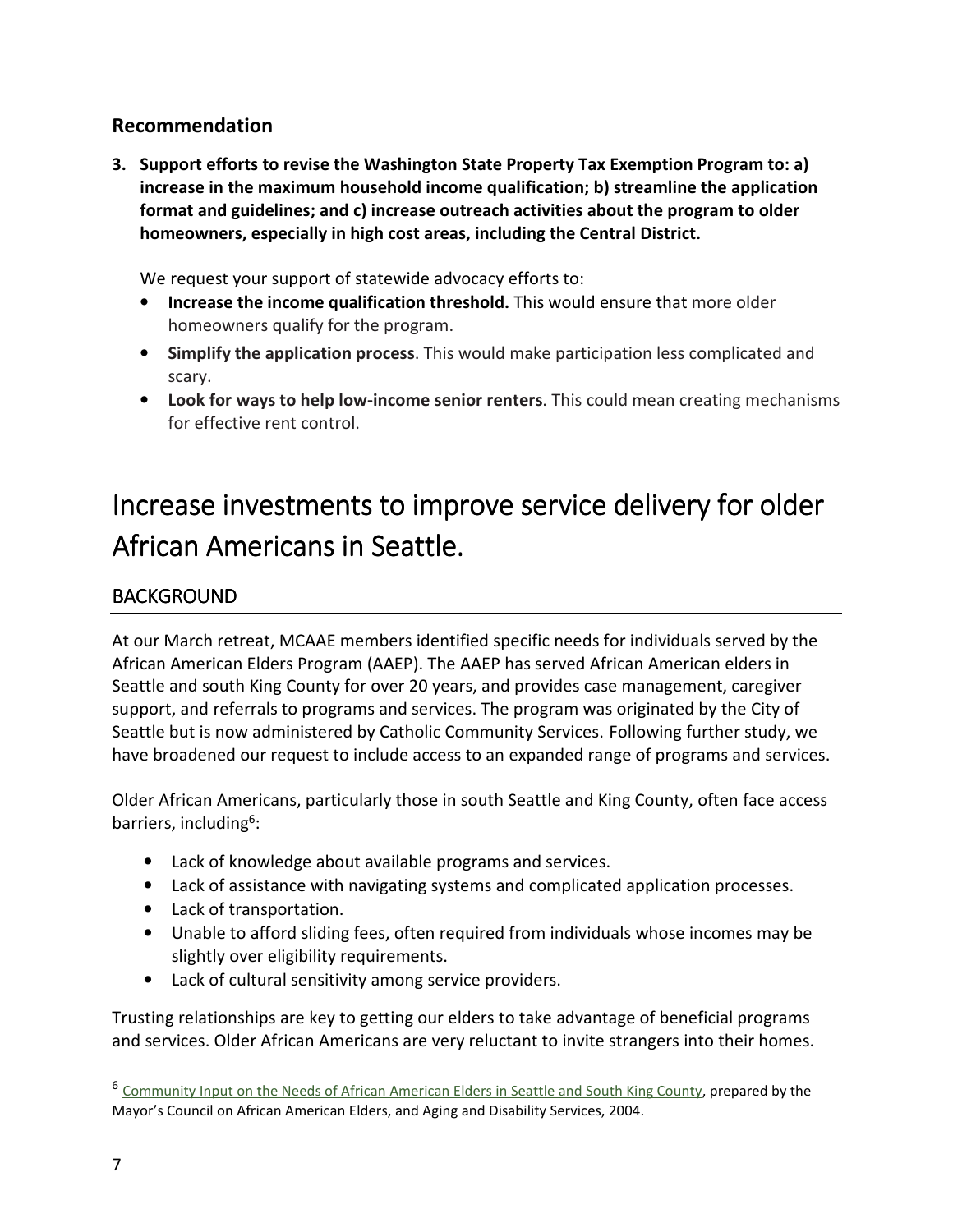## Recommendation

**3. Support efforts to revise the Washington State Property Tax Exemption Program to: a) increase in the maximum household income qualification; b) streamline the application format and guidelines; and c) increase outreach activities about the program to older homeowners, especially in high cost areas, including the Central District.**

We request your support of statewide advocacy efforts to:

- **Increase the income qualification threshold.** This would ensure that more older homeowners qualify for the program.
- **Simplify the application process**. This would make participation less complicated and scary.
- **Look for ways to help low-income senior renters**. This could mean creating mechanisms for effective rent control.

# Increase investments to improve service delivery for older African Americans in Seattle.

## BACKGROUND

At our March retreat, MCAAE members identified specific needs for individuals served by the African American Elders Program (AAEP). The AAEP has served African American elders in Seattle and south King County for over 20 years, and provides case management, caregiver support, and referrals to programs and services. The program was originated by the City of Seattle but is now administered by Catholic Community Services. Following further study, we have broadened our request to include access to an expanded range of programs and services.

Older African Americans, particularly those in south Seattle and King County, often face access barriers, including[6]:

- Lack of knowledge about available programs and services.
- Lack of assistance with navigating systems and complicated application processes.
- Lack of transportation.
- Unable to afford sliding fees, often required from individuals whose incomes may be slightly over eligibility requirements.
- Lack of cultural sensitivity among service providers.

Trusting relationships are key to getting our elders to take advantage of beneficial programs and services. Older African Americans are very reluctant to invite strangers into their homes.

[6] Community Input on the Needs of African American Elders in Seattle and South King County, prepared by the Mayor's Council on African American Elders, and Aging and Disability Services, 2004.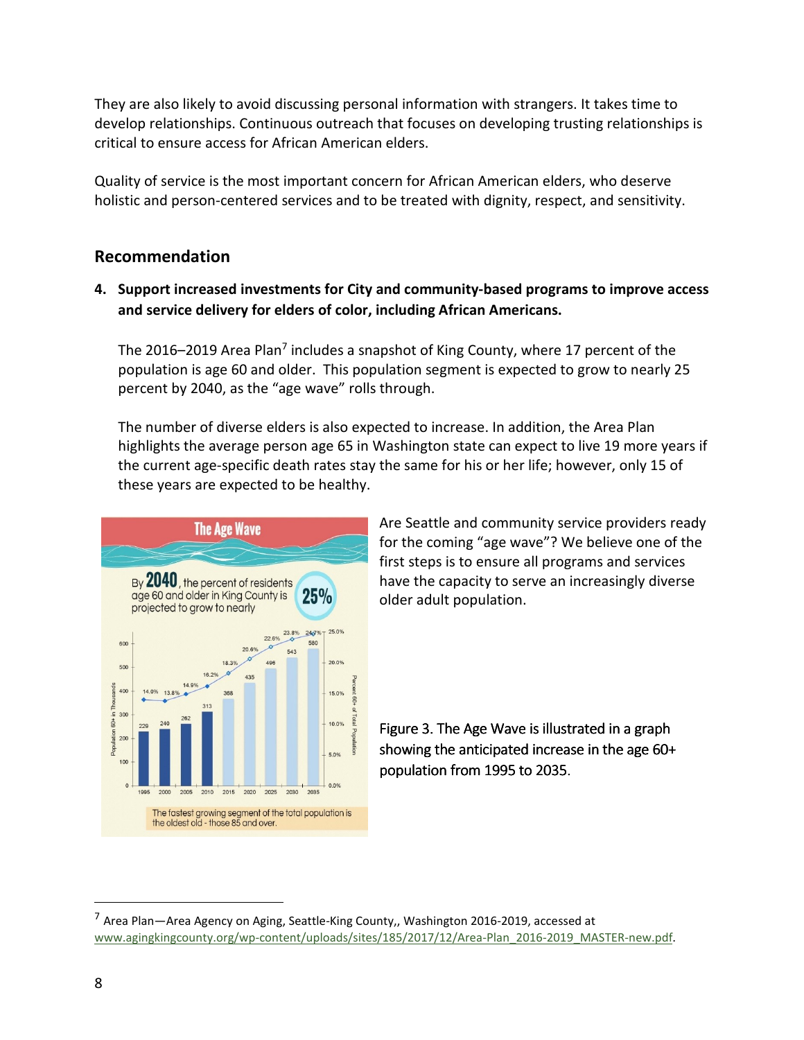They are also likely to avoid discussing personal information with strangers. It takes time to develop relationships. Continuous outreach that focuses on developing trusting relationships is critical to ensure access for African American elders.

Quality of service is the most important concern for African American elders, who deserve holistic and person-centered services and to be treated with dignity, respect, and sensitivity.

## Recommendation

4. **Support increased investments for City and community-based programs to improve access and service delivery for elders of color, including African Americans.**

   The 2016–2019 Area Plan[7] includes a snapshot of King County, where 17 percent of the population is age 60 and older. This population segment is expected to grow to nearly 25 percent by 2040, as the "age wave" rolls through.

   The number of diverse elders is also expected to increase. In addition, the Area Plan highlights the average person age 65 in Washington state can expect to live 19 more years if the current age-specific death rates stay the same for his or her life; however, only 15 of these years are expected to be healthy.

Are Seattle and community service providers ready for the coming "age wave"? We believe one of the first steps is to ensure all programs and services have the capacity to serve an increasingly diverse older adult population.

Figure 3. The Age Wave is illustrated in a graph showing the anticipated increase in the age 60+ population from 1995 to 2035.

[7] Area Plan—Area Agency on Aging, Seattle-King County,, Washington 2016-2019, accessed at www.agingkingcounty.org/wp-content/uploads/sites/185/2017/12/Area-Plan_2016-2019_MASTER-new.pdf.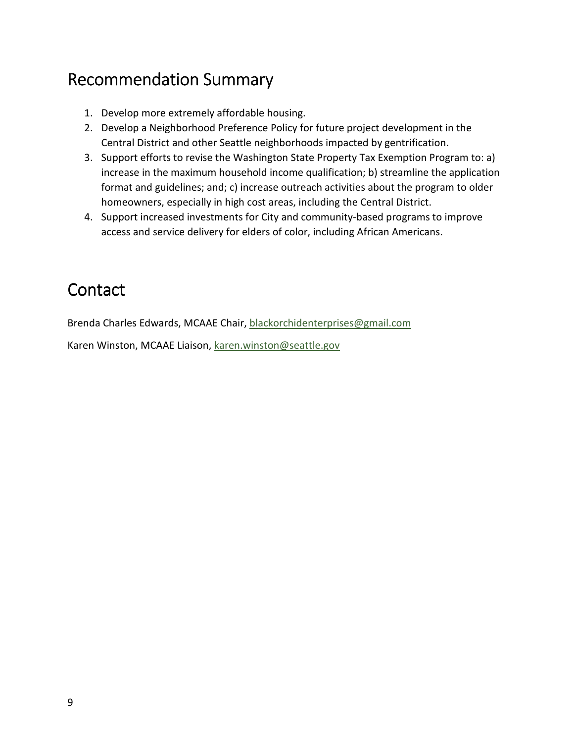## Recommendation Summary

1. Develop more extremely affordable housing.
2. Develop a Neighborhood Preference Policy for future project development in the Central District and other Seattle neighborhoods impacted by gentrification.
3. Support efforts to revise the Washington State Property Tax Exemption Program to: a) increase in the maximum household income qualification; b) streamline the application format and guidelines; and; c) increase outreach activities about the program to older homeowners, especially in high cost areas, including the Central District.
4. Support increased investments for City and community-based programs to improve access and service delivery for elders of color, including African Americans.

## Contact

Brenda Charles Edwards, MCAAE Chair, blackorchidenterprises@gmail.com

Karen Winston, MCAAE Liaison, karen.winston@seattle.gov